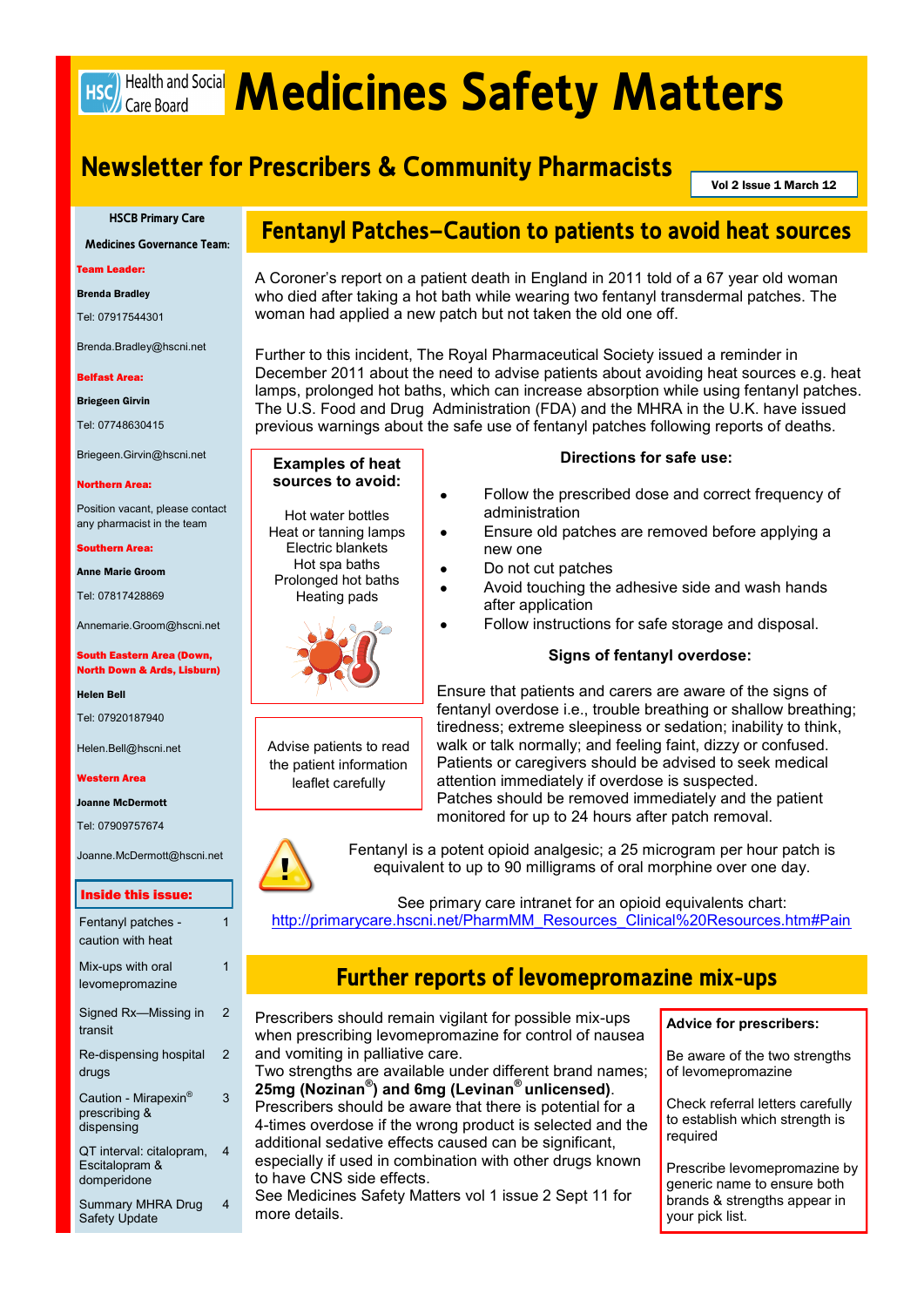# Medicines Safety Matters

HSC Health and Social Care Board

## Newsletter for Prescribers & Community Pharmacists

**Vol 2 Issue 1 March 12**

**HSCB Primary Care**

**Medicines Governance Team:**

**Team Leader:**

**Brenda Bradley**

Tel: 07917544301

Brenda.Bradley@hscni.net

**Belfast Area:**

**Briegeen Girvin**

Tel: 07748630415

Briegeen.Girvin@hscni.net

**Northern Area:**

Position vacant, please contact any pharmacist in the team

**Southern Area:**

**Anne Marie Groom**

Tel: 07817428869

Annemarie.Groom@hscni.net

**South Eastern Area (Down, North Down & Ards, Lisburn)**

**Helen Bell**

Tel: 07920187940

Helen.Bell@hscni.net

**Western Area**

**Joanne McDermott**

Tel: 07909757674

Joanne.McDermott@hscni.net

**Inside this issue:**

| | |
|---|---|
| Fentanyl patches - caution with heat | 1 |
| Mix-ups with oral levomepromazine | 1 |
| Signed Rx—Missing in transit | 2 |
| Re-dispensing hospital drugs | 2 |
| Caution - Mirapexin® prescribing & dispensing | 3 |
| QT interval: citalopram, Escitalopram & domperidone | 4 |
| Summary MHRA Drug Safety Update | 4 |

## Fentanyl Patches–Caution to patients to avoid heat sources

A Coroner's report on a patient death in England in 2011 told of a 67 year old woman who died after taking a hot bath while wearing two fentanyl transdermal patches. The woman had applied a new patch but not taken the old one off.

Further to this incident, The Royal Pharmaceutical Society issued a reminder in December 2011 about the need to advise patients about avoiding heat sources e.g. heat lamps, prolonged hot baths, which can increase absorption while using fentanyl patches. The U.S. Food and Drug Administration (FDA) and the MHRA in the U.K. have issued previous warnings about the safe use of fentanyl patches following reports of deaths.

**Examples of heat sources to avoid:**

Hot water bottles
Heat or tanning lamps
Electric blankets
Hot spa baths
Prolonged hot baths
Heating pads

Advise patients to read the patient information leaflet carefully

**Directions for safe use:**

- Follow the prescribed dose and correct frequency of administration
- Ensure old patches are removed before applying a new one
- Do not cut patches
- Avoid touching the adhesive side and wash hands after application
- Follow instructions for safe storage and disposal.

**Signs of fentanyl overdose:**

Ensure that patients and carers are aware of the signs of fentanyl overdose i.e., trouble breathing or shallow breathing; tiredness; extreme sleepiness or sedation; inability to think, walk or talk normally; and feeling faint, dizzy or confused. Patients or caregivers should be advised to seek medical attention immediately if overdose is suspected.
Patches should be removed immediately and the patient monitored for up to 24 hours after patch removal.

Fentanyl is a potent opioid analgesic; a 25 microgram per hour patch is equivalent to up to 90 milligrams of oral morphine over one day.

See primary care intranet for an opioid equivalents chart:
http://primarycare.hscni.net/PharmMM_Resources_Clinical%20Resources.htm#Pain

## Further reports of levomepromazine mix-ups

Prescribers should remain vigilant for possible mix-ups when prescribing levomepromazine for control of nausea and vomiting in palliative care.
Two strengths are available under different brand names; **25mg (Nozinan®) and 6mg (Levinan® unlicensed)**.
Prescribers should be aware that there is potential for a 4-times overdose if the wrong product is selected and the additional sedative effects caused can be significant, especially if used in combination with other drugs known to have CNS side effects.
See Medicines Safety Matters vol 1 issue 2 Sept 11 for more details.

**Advice for prescribers:**

Be aware of the two strengths of levomepromazine

Check referral letters carefully to establish which strength is required

Prescribe levomepromazine by generic name to ensure both brands & strengths appear in your pick list.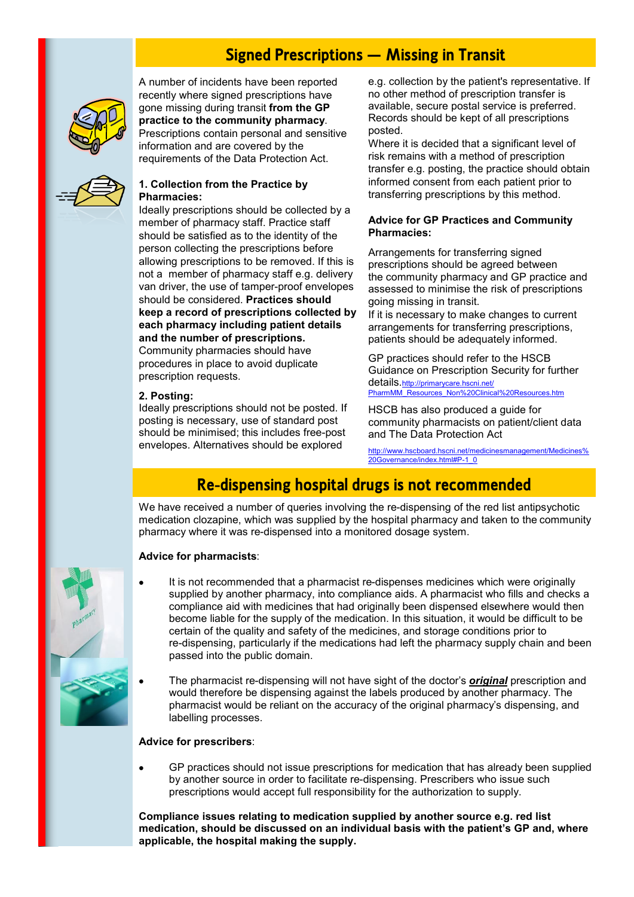## Signed Prescriptions — Missing in Transit

A number of incidents have been reported recently where signed prescriptions have gone missing during transit **from the GP practice to the community pharmacy**. Prescriptions contain personal and sensitive information and are covered by the requirements of the Data Protection Act.

**1. Collection from the Practice by Pharmacies:**

Ideally prescriptions should be collected by a member of pharmacy staff. Practice staff should be satisfied as to the identity of the person collecting the prescriptions before allowing prescriptions to be removed. If this is not a member of pharmacy staff e.g. delivery van driver, the use of tamper-proof envelopes should be considered. **Practices should keep a record of prescriptions collected by each pharmacy including patient details and the number of prescriptions.** Community pharmacies should have procedures in place to avoid duplicate prescription requests.

**2. Posting:**

Ideally prescriptions should not be posted. If posting is necessary, use of standard post should be minimised; this includes free-post envelopes. Alternatives should be explored e.g. collection by the patient's representative. If no other method of prescription transfer is available, secure postal service is preferred. Records should be kept of all prescriptions posted.

Where it is decided that a significant level of risk remains with a method of prescription transfer e.g. posting, the practice should obtain informed consent from each patient prior to transferring prescriptions by this method.

**Advice for GP Practices and Community Pharmacies:**

Arrangements for transferring signed prescriptions should be agreed between the community pharmacy and GP practice and assessed to minimise the risk of prescriptions going missing in transit.

If it is necessary to make changes to current arrangements for transferring prescriptions, patients should be adequately informed.

GP practices should refer to the HSCB Guidance on Prescription Security for further details. http://primarycare.hscni.net/PharmMM_Resources_Non%20Clinical%20Resources.htm

HSCB has also produced a guide for community pharmacists on patient/client data and The Data Protection Act

http://www.hscboard.hscni.net/medicinesmanagement/Medicines%20Governance/index.html#P-1_0

## Re-dispensing hospital drugs is not recommended

We have received a number of queries involving the re-dispensing of the red list antipsychotic medication clozapine, which was supplied by the hospital pharmacy and taken to the community pharmacy where it was re-dispensed into a monitored dosage system.

**Advice for pharmacists**:

- It is not recommended that a pharmacist re-dispenses medicines which were originally supplied by another pharmacy, into compliance aids. A pharmacist who fills and checks a compliance aid with medicines that had originally been dispensed elsewhere would then become liable for the supply of the medication. In this situation, it would be difficult to be certain of the quality and safety of the medicines, and storage conditions prior to re-dispensing, particularly if the medications had left the pharmacy supply chain and been passed into the public domain.
- The pharmacist re-dispensing will not have sight of the doctor's ***original*** prescription and would therefore be dispensing against the labels produced by another pharmacy. The pharmacist would be reliant on the accuracy of the original pharmacy's dispensing, and labelling processes.

**Advice for prescribers**:

- GP practices should not issue prescriptions for medication that has already been supplied by another source in order to facilitate re-dispensing. Prescribers who issue such prescriptions would accept full responsibility for the authorization to supply.

**Compliance issues relating to medication supplied by another source e.g. red list medication, should be discussed on an individual basis with the patient's GP and, where applicable, the hospital making the supply.**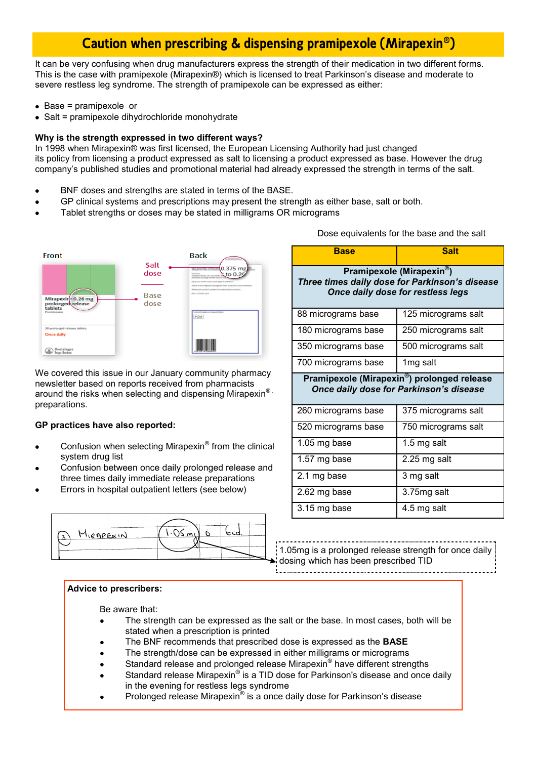# Caution when prescribing & dispensing pramipexole (Mirapexin®)

It can be very confusing when drug manufacturers express the strength of their medication in two different forms. This is the case with pramipexole (Mirapexin®) which is licensed to treat Parkinson's disease and moderate to severe restless leg syndrome. The strength of pramipexole can be expressed as either:

- Base = pramipexole or
- Salt = pramipexole dihydrochloride monohydrate

**Why is the strength expressed in two different ways?**

In 1998 when Mirapexin® was first licensed, the European Licensing Authority had just changed its policy from licensing a product expressed as salt to licensing a product expressed as base. However the drug company's published studies and promotional material had already expressed the strength in terms of the salt.

- BNF doses and strengths are stated in terms of the BASE.
- GP clinical systems and prescriptions may present the strength as either base, salt or both.
- Tablet strengths or doses may be stated in milligrams OR micrograms

Front — Back — Salt dose — Base dose

We covered this issue in our January community pharmacy newsletter based on reports received from pharmacists around the risks when selecting and dispensing Mirapexin® preparations.

**GP practices have also reported:**

- Confusion when selecting Mirapexin® from the clinical system drug list
- Confusion between once daily prolonged release and three times daily immediate release preparations
- Errors in hospital outpatient letters (see below)

1.05mg is a prolonged release strength for once daily dosing which has been prescribed TID

Dose equivalents for the base and the salt

| Base | Salt |
|---|---|
| **Pramipexole (Mirapexin®)** ***Three times daily dose for Parkinson's disease*** ***Once daily dose for restless legs*** | |
| 88 micrograms base | 125 micrograms salt |
| 180 micrograms base | 250 micrograms salt |
| 350 micrograms base | 500 micrograms salt |
| 700 micrograms base | 1mg salt |
| **Pramipexole (Mirapexin®) prolonged release** ***Once daily dose for Parkinson's disease*** | |
| 260 micrograms base | 375 micrograms salt |
| 520 micrograms base | 750 micrograms salt |
| 1.05 mg base | 1.5 mg salt |
| 1.57 mg base | 2.25 mg salt |
| 2.1 mg base | 3 mg salt |
| 2.62 mg base | 3.75mg salt |
| 3.15 mg base | 4.5 mg salt |

**Advice to prescribers:**

Be aware that:

- The strength can be expressed as the salt or the base. In most cases, both will be stated when a prescription is printed
- The BNF recommends that prescribed dose is expressed as the **BASE**
- The strength/dose can be expressed in either milligrams or micrograms
- Standard release and prolonged release Mirapexin® have different strengths
- Standard release Mirapexin® is a TID dose for Parkinson's disease and once daily in the evening for restless legs syndrome
- Prolonged release Mirapexin® is a once daily dose for Parkinson's disease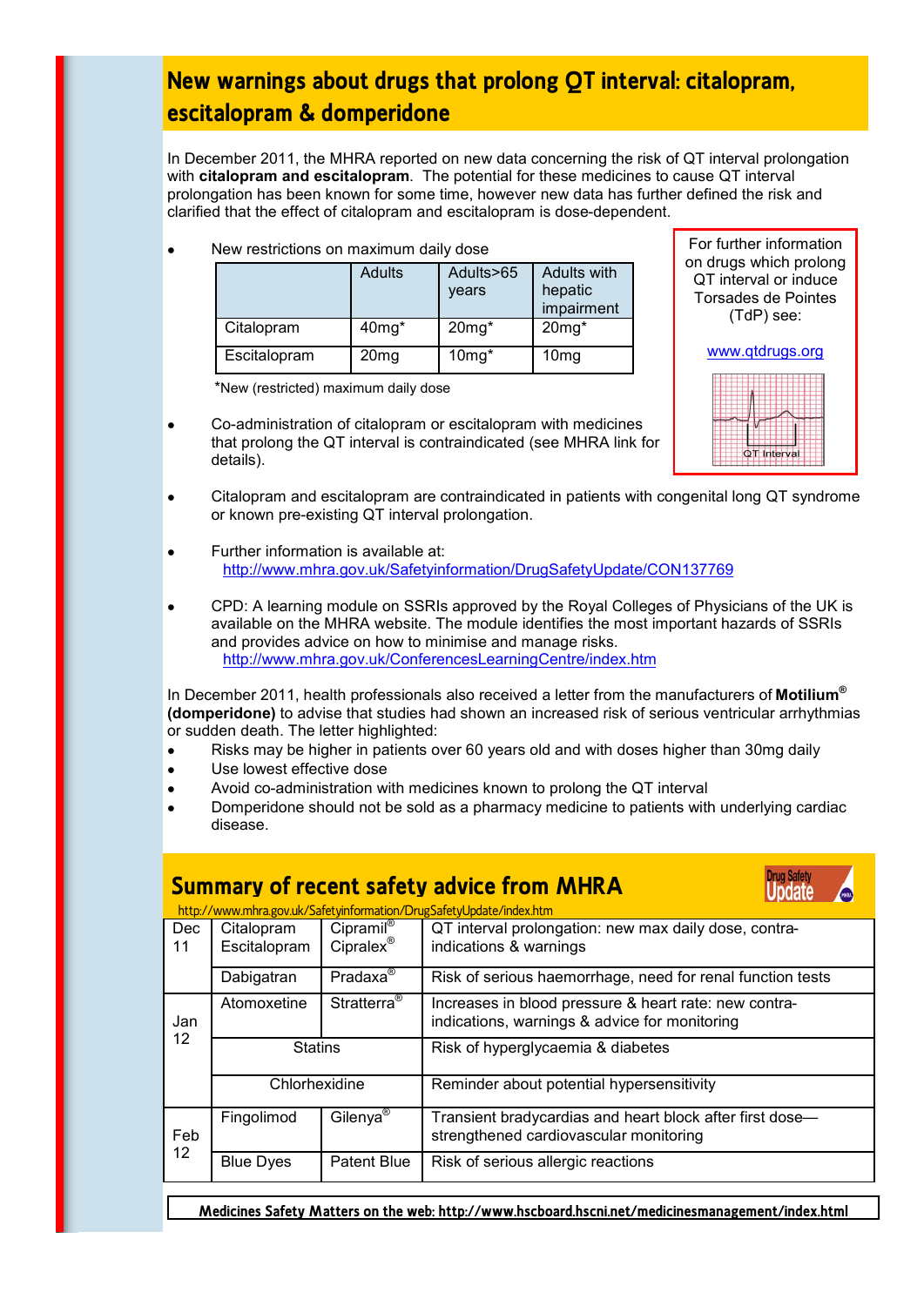# New warnings about drugs that prolong QT interval: citalopram, escitalopram & domperidone

In December 2011, the MHRA reported on new data concerning the risk of QT interval prolongation with **citalopram and escitalopram**. The potential for these medicines to cause QT interval prolongation has been known for some time, however new data has further defined the risk and clarified that the effect of citalopram and escitalopram is dose-dependent.

- New restrictions on maximum daily dose

| | Adults | Adults>65 years | Adults with hepatic impairment |
|---|---|---|---|
| Citalopram | 40mg* | 20mg* | 20mg* |
| Escitalopram | 20mg | 10mg* | 10mg |

*New (restricted) maximum daily dose

- Co-administration of citalopram or escitalopram with medicines that prolong the QT interval is contraindicated (see MHRA link for details).

For further information on drugs which prolong QT interval or induce Torsades de Pointes (TdP) see:

www.qtdrugs.org

QT Interval

- Citalopram and escitalopram are contraindicated in patients with congenital long QT syndrome or known pre-existing QT interval prolongation.
- Further information is available at: http://www.mhra.gov.uk/Safetyinformation/DrugSafetyUpdate/CON137769
- CPD: A learning module on SSRIs approved by the Royal Colleges of Physicians of the UK is available on the MHRA website. The module identifies the most important hazards of SSRIs and provides advice on how to minimise and manage risks. http://www.mhra.gov.uk/ConferencesLearningCentre/index.htm

In December 2011, health professionals also received a letter from the manufacturers of **Motilium® (domperidone)** to advise that studies had shown an increased risk of serious ventricular arrhythmias or sudden death. The letter highlighted:

- Risks may be higher in patients over 60 years old and with doses higher than 30mg daily
- Use lowest effective dose
- Avoid co-administration with medicines known to prolong the QT interval
- Domperidone should not be sold as a pharmacy medicine to patients with underlying cardiac disease.

## Summary of recent safety advice from MHRA

Drug Safety Update

http://www.mhra.gov.uk/Safetyinformation/DrugSafetyUpdate/index.htm

| | | | |
|---|---|---|---|
| Dec 11 | Citalopram Escitalopram | Cipramil® Cipralex® | QT interval prolongation: new max daily dose, contra-indications & warnings |
| | Dabigatran | Pradaxa® | Risk of serious haemorrhage, need for renal function tests |
| Jan 12 | Atomoxetine | Strattera® | Increases in blood pressure & heart rate: new contra-indications, warnings & advice for monitoring |
| | Statins | | Risk of hyperglycaemia & diabetes |
| | Chlorhexidine | | Reminder about potential hypersensitivity |
| Feb 12 | Fingolimod | Gilenya® | Transient bradycardias and heart block after first dose—strengthened cardiovascular monitoring |
| | Blue Dyes | Patent Blue | Risk of serious allergic reactions |

**Medicines Safety Matters on the web: http://www.hscboard.hscni.net/medicinesmanagement/index.html**